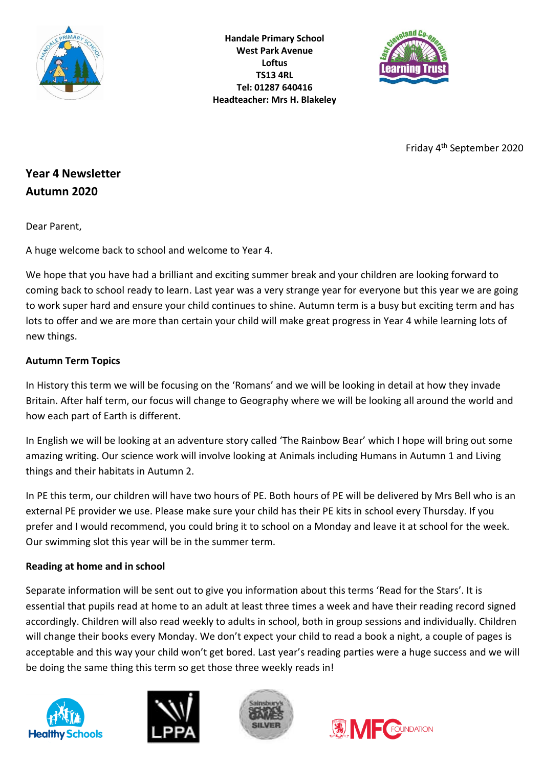**Handale Primary School**
**West Park Avenue**
**Loftus**
**TS13 4RL**
**Tel: 01287 640416**
**Headteacher: Mrs H. Blakeley**

Friday 4th September 2020

## Year 4 Newsletter
## Autumn 2020

Dear Parent,

A huge welcome back to school and welcome to Year 4.

We hope that you have had a brilliant and exciting summer break and your children are looking forward to coming back to school ready to learn. Last year was a very strange year for everyone but this year we are going to work super hard and ensure your child continues to shine. Autumn term is a busy but exciting term and has lots to offer and we are more than certain your child will make great progress in Year 4 while learning lots of new things.

**Autumn Term Topics**

In History this term we will be focusing on the 'Romans' and we will be looking in detail at how they invade Britain. After half term, our focus will change to Geography where we will be looking all around the world and how each part of Earth is different.

In English we will be looking at an adventure story called 'The Rainbow Bear' which I hope will bring out some amazing writing. Our science work will involve looking at Animals including Humans in Autumn 1 and Living things and their habitats in Autumn 2.

In PE this term, our children will have two hours of PE. Both hours of PE will be delivered by Mrs Bell who is an external PE provider we use. Please make sure your child has their PE kits in school every Thursday. If you prefer and I would recommend, you could bring it to school on a Monday and leave it at school for the week. Our swimming slot this year will be in the summer term.

**Reading at home and in school**

Separate information will be sent out to give you information about this terms 'Read for the Stars'. It is essential that pupils read at home to an adult at least three times a week and have their reading record signed accordingly. Children will also read weekly to adults in school, both in group sessions and individually. Children will change their books every Monday. We don't expect your child to read a book a night, a couple of pages is acceptable and this way your child won't get bored. Last year's reading parties were a huge success and we will be doing the same thing this term so get those three weekly reads in!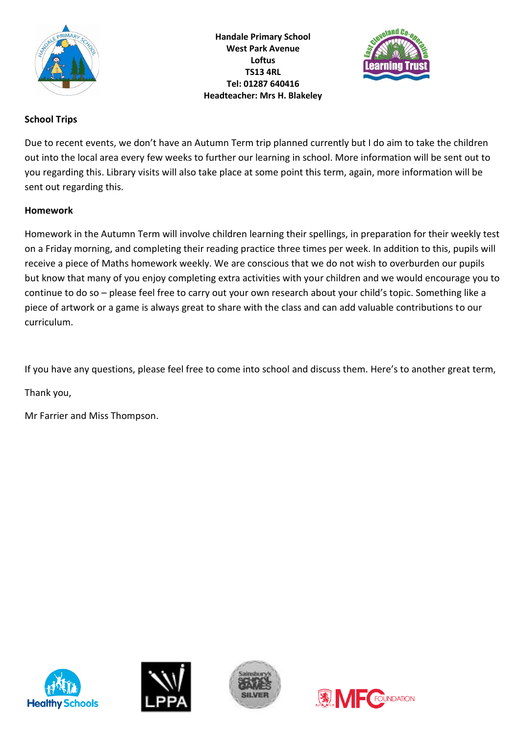**Handale Primary School**
**West Park Avenue**
**Loftus**
**TS13 4RL**
**Tel: 01287 640416**
**Headteacher: Mrs H. Blakeley**

**School Trips**

Due to recent events, we don't have an Autumn Term trip planned currently but I do aim to take the children out into the local area every few weeks to further our learning in school. More information will be sent out to you regarding this. Library visits will also take place at some point this term, again, more information will be sent out regarding this.

**Homework**

Homework in the Autumn Term will involve children learning their spellings, in preparation for their weekly test on a Friday morning, and completing their reading practice three times per week. In addition to this, pupils will receive a piece of Maths homework weekly. We are conscious that we do not wish to overburden our pupils but know that many of you enjoy completing extra activities with your children and we would encourage you to continue to do so – please feel free to carry out your own research about your child's topic. Something like a piece of artwork or a game is always great to share with the class and can add valuable contributions to our curriculum.

If you have any questions, please feel free to come into school and discuss them. Here's to another great term,

Thank you,

Mr Farrier and Miss Thompson.